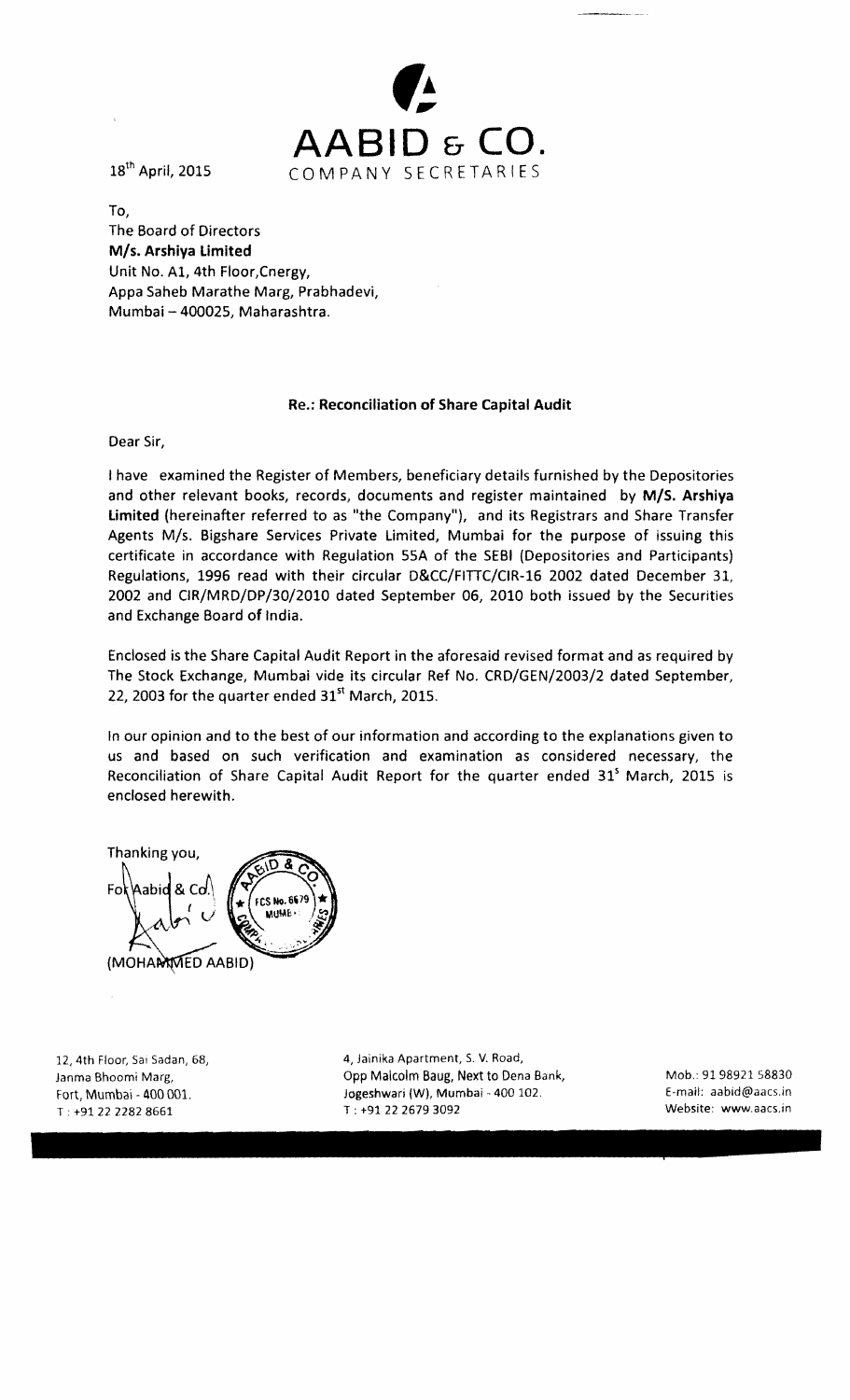# AABID & CO.

COMPANY SECRETARIES

18th April, 2015

To,
The Board of Directors
**M/s. Arshiya Limited**
Unit No. A1, 4th Floor,Cnergy,
Appa Saheb Marathe Marg, Prabhadevi,
Mumbai – 400025, Maharashtra.

**Re.: Reconciliation of Share Capital Audit**

Dear Sir,

I have examined the Register of Members, beneficiary details furnished by the Depositories and other relevant books, records, documents and register maintained by **M/S. Arshiya Limited** (hereinafter referred to as "the Company"), and its Registrars and Share Transfer Agents M/s. Bigshare Services Private Limited, Mumbai for the purpose of issuing this certificate in accordance with Regulation 55A of the SEBI (Depositories and Participants) Regulations, 1996 read with their circular D&CC/FITTC/CIR-16 2002 dated December 31, 2002 and CIR/MRD/DP/30/2010 dated September 06, 2010 both issued by the Securities and Exchange Board of India.

Enclosed is the Share Capital Audit Report in the aforesaid revised format and as required by The Stock Exchange, Mumbai vide its circular Ref No. CRD/GEN/2003/2 dated September, 22, 2003 for the quarter ended 31st March, 2015.

In our opinion and to the best of our information and according to the explanations given to us and based on such verification and examination as considered necessary, the Reconciliation of Share Capital Audit Report for the quarter ended 31s March, 2015 is enclosed herewith.

Thanking you,

For Aabid & Co.

(MOHAMMED AABID)

12, 4th Floor, Sai Sadan, 68,
Janma Bhoomi Marg,
Fort, Mumbai - 400 001.
T : +91 22 2282 8661

4, Jainika Apartment, S. V. Road,
Opp Malcolm Baug, Next to Dena Bank,
Jogeshwari (W), Mumbai - 400 102.
T : +91 22 2679 3092

Mob.: 91 98921 58830
E-mail: aabid@aacs.in
Website: www.aacs.in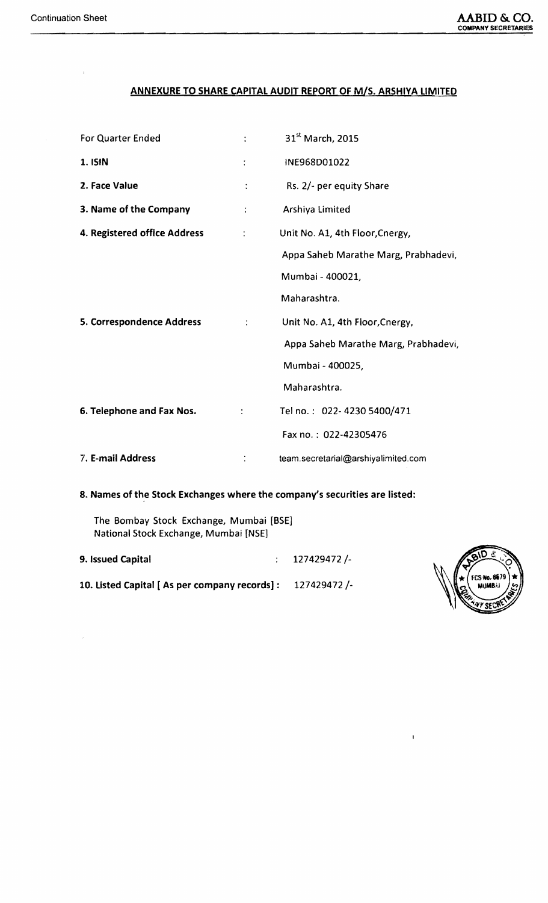## ANNEXURE TO SHARE CAPITAL AUDIT REPORT OF M/S. ARSHIYA LIMITED

| | | |
|---|---|---|
| For Quarter Ended | : | 31st March, 2015 |
| **1. ISIN** | : | INE968D01022 |
| **2. Face Value** | : | Rs. 2/- per equity Share |
| **3. Name of the Company** | : | Arshiya Limited |
| **4. Registered office Address** | : | Unit No. A1, 4th Floor,Cnergy,<br>Appa Saheb Marathe Marg, Prabhadevi,<br>Mumbai - 400021,<br>Maharashtra. |
| **5. Correspondence Address** | : | Unit No. A1, 4th Floor,Cnergy,<br>Appa Saheb Marathe Marg, Prabhadevi,<br>Mumbai - 400025,<br>Maharashtra. |
| **6. Telephone and Fax Nos.** | : | Tel no. : 022- 4230 5400/471<br>Fax no. : 022-42305476 |
| **7. E-mail Address** | : | team.secretarial@arshiyalimited.com |

**8. Names of the Stock Exchanges where the company's securities are listed:**

The Bombay Stock Exchange, Mumbai [BSE]
National Stock Exchange, Mumbai [NSE]

**9. Issued Capital** : 127429472 /-

**10. Listed Capital [ As per company records] :** 127429472 /-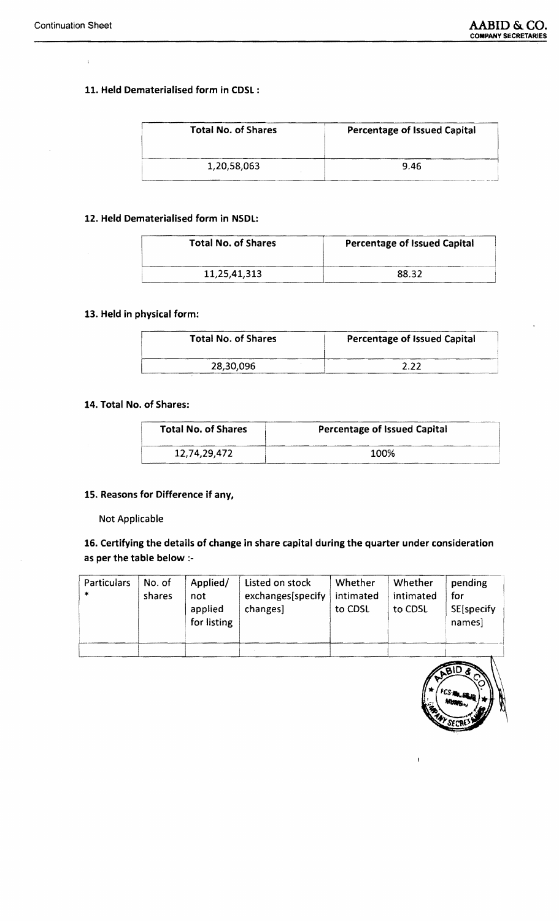**11. Held Dematerialised form in CDSL :**

| Total No. of Shares | Percentage of Issued Capital |
|---|---|
| 1,20,58,063 | 9.46 |

**12. Held Dematerialised form in NSDL:**

| Total No. of Shares | Percentage of Issued Capital |
|---|---|
| 11,25,41,313 | 88.32 |

**13. Held in physical form:**

| Total No. of Shares | Percentage of Issued Capital |
|---|---|
| 28,30,096 | 2.22 |

**14. Total No. of Shares:**

| Total No. of Shares | Percentage of Issued Capital |
|---|---|
| 12,74,29,472 | 100% |

**15. Reasons for Difference if any,**

Not Applicable

**16. Certifying the details of change in share capital during the quarter under consideration as per the table below :-**

| Particulars * | No. of shares | Applied/ not applied for listing | Listed on stock exchanges[specify changes] | Whether intimated to CDSL | Whether intimated to CDSL | pending for SE[specify names] |
|---|---|---|---|---|---|---|
| | | | | | | |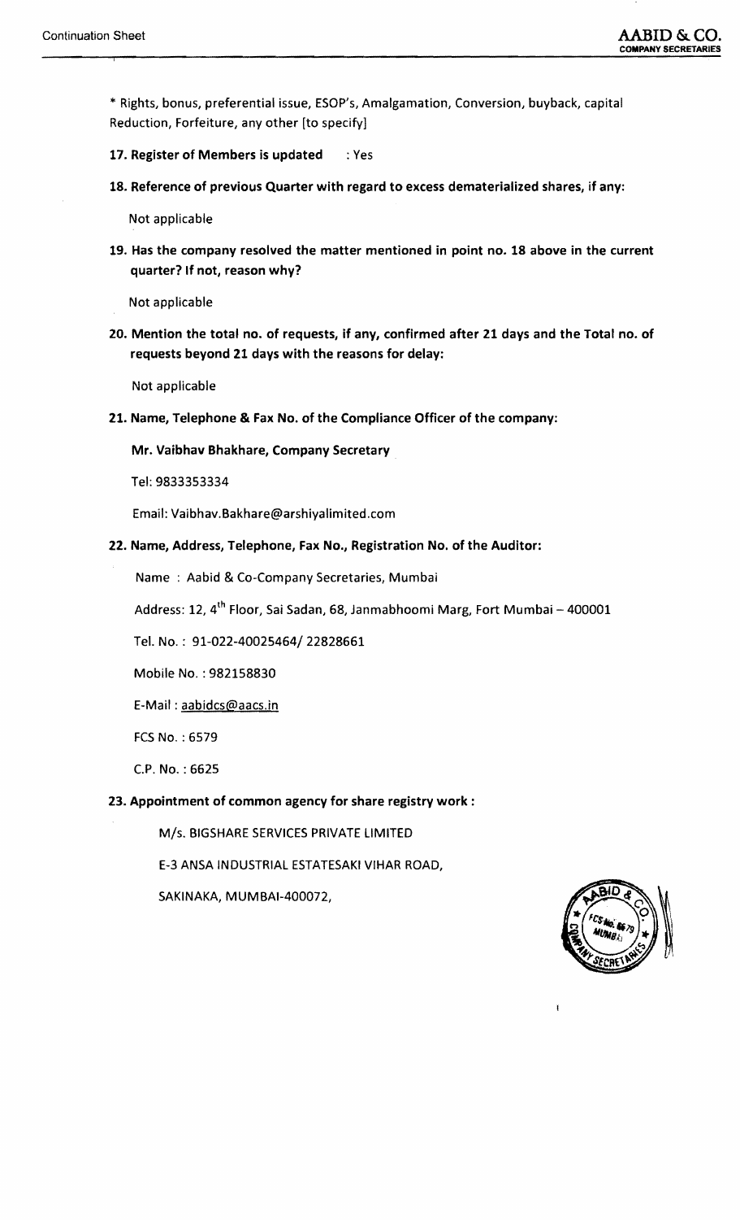* Rights, bonus, preferential issue, ESOP's, Amalgamation, Conversion, buyback, capital Reduction, Forfeiture, any other [to specify]

**17. Register of Members is updated** : Yes

**18. Reference of previous Quarter with regard to excess dematerialized shares, if any:**

Not applicable

**19. Has the company resolved the matter mentioned in point no. 18 above in the current quarter? If not, reason why?**

Not applicable

**20. Mention the total no. of requests, if any, confirmed after 21 days and the Total no. of requests beyond 21 days with the reasons for delay:**

Not applicable

**21. Name, Telephone & Fax No. of the Compliance Officer of the company:**

**Mr. Vaibhav Bhakhare, Company Secretary**

Tel: 9833353334

Email: Vaibhav.Bakhare@arshiyalimited.com

**22. Name, Address, Telephone, Fax No., Registration No. of the Auditor:**

Name : Aabid & Co-Company Secretaries, Mumbai

Address: 12, 4th Floor, Sai Sadan, 68, Janmabhoomi Marg, Fort Mumbai – 400001

Tel. No. : 91-022-40025464/ 22828661

Mobile No. : 982158830

E-Mail : aabidcs@aacs.in

FCS No. : 6579

C.P. No. : 6625

**23. Appointment of common agency for share registry work :**

M/s. BIGSHARE SERVICES PRIVATE LIMITED

E-3 ANSA INDUSTRIAL ESTATESAKI VIHAR ROAD,

SAKINAKA, MUMBAI-400072,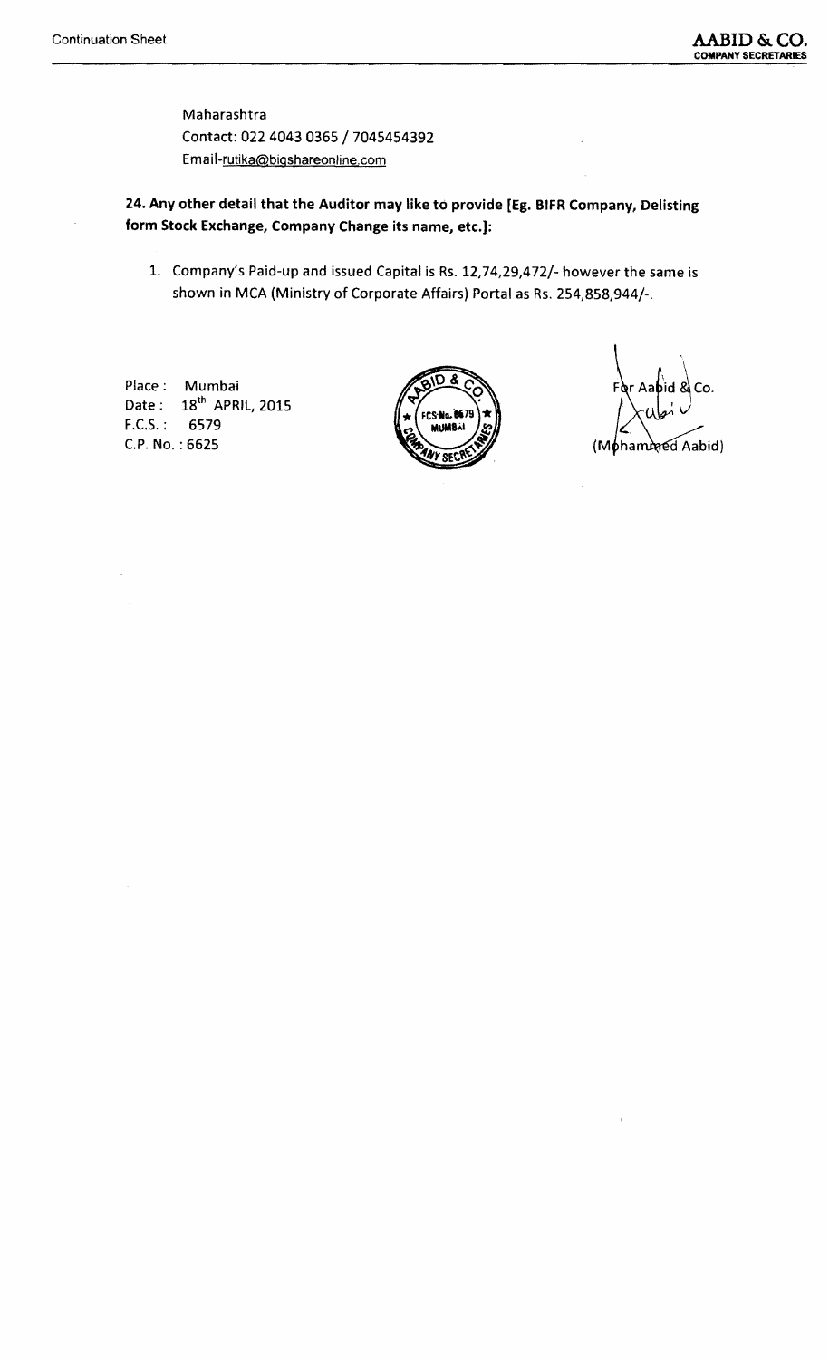Maharashtra
Contact: 022 4043 0365 / 7045454392
Email-rutika@bigshareonline.com

**24. Any other detail that the Auditor may like to provide [Eg. BIFR Company, Delisting form Stock Exchange, Company Change its name, etc.]:**

1. Company's Paid-up and issued Capital is Rs. 12,74,29,472/- however the same is shown in MCA (Ministry of Corporate Affairs) Portal as Rs. 254,858,944/-.

Place : Mumbai
Date : 18th APRIL, 2015
F.C.S. : 6579
C.P. No. : 6625

For Aabid & Co.

(Mohammed Aabid)